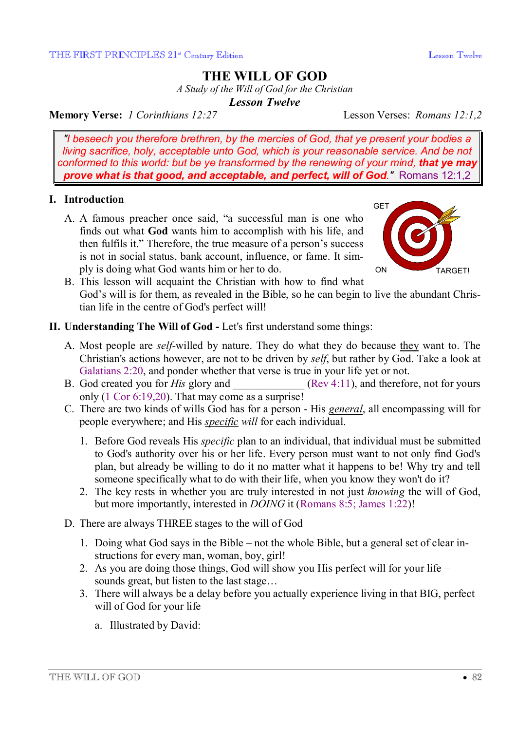# THE WILL OF GOD

*A Study of the Will of God for the Christian*

***Lesson Twelve***

**Memory Verse:** *1 Corinthians 12:27* Lesson Verses: *Romans 12:1,2*

> *"I beseech you therefore brethren, by the mercies of God, that ye present your bodies a living sacrifice, holy, acceptable unto God, which is your reasonable service. And be not conformed to this world: but be ye transformed by the renewing of your mind,* ***that ye may prove what is that good, and acceptable, and perfect, will of God."*** Romans 12:1,2

## I. Introduction

A. A famous preacher once said, "a successful man is one who finds out what **God** wants him to accomplish with his life, and then fulfils it." Therefore, the true measure of a person's success is not in social status, bank account, influence, or fame. It simply is doing what God wants him or her to do.

GET ON TARGET!

B. This lesson will acquaint the Christian with how to find what God's will is for them, as revealed in the Bible, so he can begin to live the abundant Christian life in the centre of God's perfect will!

## II. Understanding The Will of God - Let's first understand some things:

A. Most people are *self*-willed by nature. They do what they do because they want to. The Christian's actions however, are not to be driven by *self*, but rather by God. Take a look at Galatians 2:20, and ponder whether that verse is true in your life yet or not.

B. God created you for *His* glory and ______________ (Rev 4:11), and therefore, not for yours only (1 Cor 6:19,20). That may come as a surprise!

C. There are two kinds of wills God has for a person - His ***general***, all encompassing will for people everywhere; and His ***specific*** *will* for each individual.

1. Before God reveals His *specific* plan to an individual, that individual must be submitted to God's authority over his or her life. Every person must want to not only find God's plan, but already be willing to do it no matter what it happens to be! Why try and tell someone specifically what to do with their life, when you know they won't do it?
2. The key rests in whether you are truly interested in not just *knowing* the will of God, but more importantly, interested in *DOING* it (Romans 8:5; James 1:22)!

D. There are always THREE stages to the will of God

1. Doing what God says in the Bible – not the whole Bible, but a general set of clear instructions for every man, woman, boy, girl!
2. As you are doing those things, God will show you His perfect will for your life – sounds great, but listen to the last stage…
3. There will always be a delay before you actually experience living in that BIG, perfect will of God for your life

   a. Illustrated by David: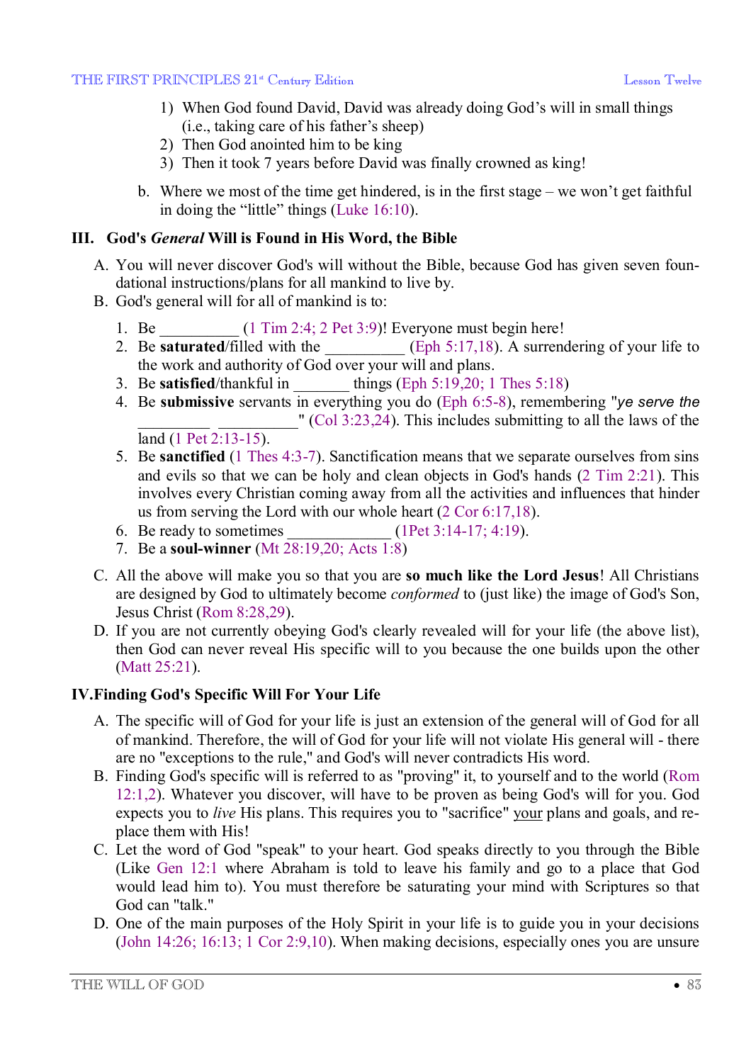1) When God found David, David was already doing God's will in small things (i.e., taking care of his father's sheep)
2) Then God anointed him to be king
3) Then it took 7 years before David was finally crowned as king!

b. Where we most of the time get hindered, is in the first stage – we won't get faithful in doing the "little" things (Luke 16:10).

## III. God's *General* Will is Found in His Word, the Bible

A. You will never discover God's will without the Bible, because God has given seven foundational instructions/plans for all mankind to live by.

B. God's general will for all of mankind is to:

1. Be __________ (1 Tim 2:4; 2 Pet 3:9)! Everyone must begin here!
2. Be **saturated**/filled with the __________ (Eph 5:17,18). A surrendering of your life to the work and authority of God over your will and plans.
3. Be **satisfied**/thankful in _______ things (Eph 5:19,20; 1 Thes 5:18)
4. Be **submissive** servants in everything you do (Eph 6:5-8), remembering "*ye serve the* _________ __________" (Col 3:23,24). This includes submitting to all the laws of the land (1 Pet 2:13-15).
5. Be **sanctified** (1 Thes 4:3-7). Sanctification means that we separate ourselves from sins and evils so that we can be holy and clean objects in God's hands (2 Tim 2:21). This involves every Christian coming away from all the activities and influences that hinder us from serving the Lord with our whole heart (2 Cor 6:17,18).
6. Be ready to sometimes _____________ (1Pet 3:14-17; 4:19).
7. Be a **soul-winner** (Mt 28:19,20; Acts 1:8)

C. All the above will make you so that you are **so much like the Lord Jesus**! All Christians are designed by God to ultimately become *conformed* to (just like) the image of God's Son, Jesus Christ (Rom 8:28,29).

D. If you are not currently obeying God's clearly revealed will for your life (the above list), then God can never reveal His specific will to you because the one builds upon the other (Matt 25:21).

## IV. Finding God's Specific Will For Your Life

A. The specific will of God for your life is just an extension of the general will of God for all of mankind. Therefore, the will of God for your life will not violate His general will - there are no "exceptions to the rule," and God's will never contradicts His word.

B. Finding God's specific will is referred to as "proving" it, to yourself and to the world (Rom 12:1,2). Whatever you discover, will have to be proven as being God's will for you. God expects you to *live* His plans. This requires you to "sacrifice" your plans and goals, and replace them with His!

C. Let the word of God "speak" to your heart. God speaks directly to you through the Bible (Like Gen 12:1 where Abraham is told to leave his family and go to a place that God would lead him to). You must therefore be saturating your mind with Scriptures so that God can "talk."

D. One of the main purposes of the Holy Spirit in your life is to guide you in your decisions (John 14:26; 16:13; 1 Cor 2:9,10). When making decisions, especially ones you are unsure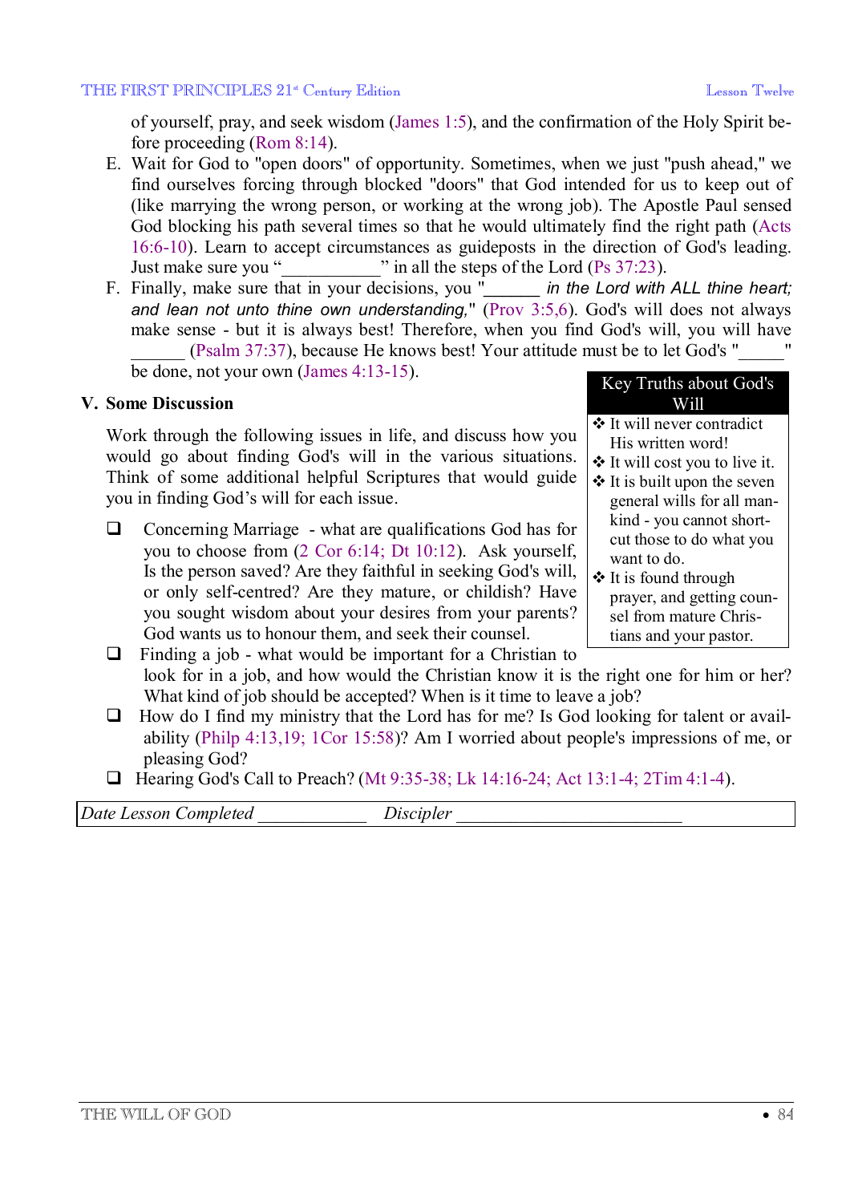of yourself, pray, and seek wisdom (James 1:5), and the confirmation of the Holy Spirit before proceeding (Rom 8:14).

E. Wait for God to "open doors" of opportunity. Sometimes, when we just "push ahead," we find ourselves forcing through blocked "doors" that God intended for us to keep out of (like marrying the wrong person, or working at the wrong job). The Apostle Paul sensed God blocking his path several times so that he would ultimately find the right path (Acts 16:6-10). Learn to accept circumstances as guideposts in the direction of God's leading. Just make sure you "___________" in all the steps of the Lord (Ps 37:23).

F. Finally, make sure that in your decisions, you "______ *in the Lord with ALL thine heart; and lean not unto thine own understanding,*" (Prov 3:5,6). God's will does not always make sense - but it is always best! Therefore, when you find God's will, you will have ______ (Psalm 37:37), because He knows best! Your attitude must be to let God's "_____" be done, not your own (James 4:13-15).

## V. Some Discussion

Work through the following issues in life, and discuss how you would go about finding God's will in the various situations. Think of some additional helpful Scriptures that would guide you in finding God's will for each issue.

- ❑ Concerning Marriage - what are qualifications God has for you to choose from (2 Cor 6:14; Dt 10:12). Ask yourself, Is the person saved? Are they faithful in seeking God's will, or only self-centred? Are they mature, or childish? Have you sought wisdom about your desires from your parents? God wants us to honour them, and seek their counsel.
- ❑ Finding a job - what would be important for a Christian to look for in a job, and how would the Christian know it is the right one for him or her? What kind of job should be accepted? When is it time to leave a job?
- ❑ How do I find my ministry that the Lord has for me? Is God looking for talent or availability (Philp 4:13,19; 1Cor 15:58)? Am I worried about people's impressions of me, or pleasing God?
- ❑ Hearing God's Call to Preach? (Mt 9:35-38; Lk 14:16-24; Act 13:1-4; 2Tim 4:1-4).

**Key Truths about God's Will**

- ❖ It will never contradict His written word!
- ❖ It will cost you to live it.
- ❖ It is built upon the seven general wills for all mankind - you cannot shortcut those to do what you want to do.
- ❖ It is found through prayer, and getting counsel from mature Christians and your pastor.

*Date Lesson Completed* ____________ *Discipler* __________________________